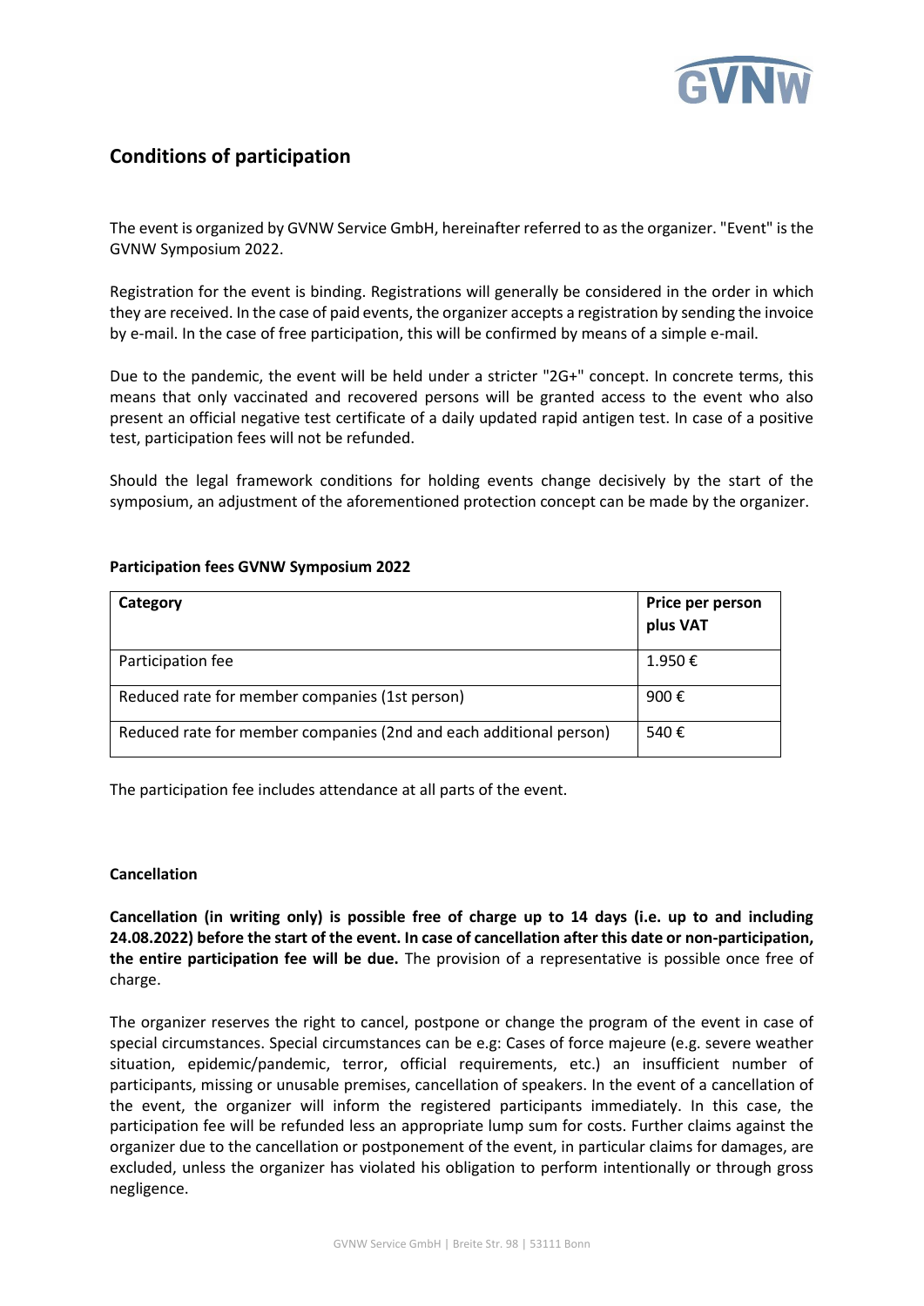## Conditions of participation

The event is organized by GVNW Service GmbH, hereinafter referred to as the organizer. "Event" is the GVNW Symposium 2022.

Registration for the event is binding. Registrations will generally be considered in the order in which they are received. In the case of paid events, the organizer accepts a registration by sending the invoice by e-mail. In the case of free participation, this will be confirmed by means of a simple e-mail.

Due to the pandemic, the event will be held under a stricter "2G+" concept. In concrete terms, this means that only vaccinated and recovered persons will be granted access to the event who also present an official negative test certificate of a daily updated rapid antigen test. In case of a positive test, participation fees will not be refunded.

Should the legal framework conditions for holding events change decisively by the start of the symposium, an adjustment of the aforementioned protection concept can be made by the organizer.

**Participation fees GVNW Symposium 2022**

| **Category** | **Price per person plus VAT** |
|---|---|
| Participation fee | 1.950 € |
| Reduced rate for member companies (1st person) | 900 € |
| Reduced rate for member companies (2nd and each additional person) | 540 € |

The participation fee includes attendance at all parts of the event.

**Cancellation**

**Cancellation (in writing only) is possible free of charge up to 14 days (i.e. up to and including 24.08.2022) before the start of the event. In case of cancellation after this date or non-participation, the entire participation fee will be due.** The provision of a representative is possible once free of charge.

The organizer reserves the right to cancel, postpone or change the program of the event in case of special circumstances. Special circumstances can be e.g: Cases of force majeure (e.g. severe weather situation, epidemic/pandemic, terror, official requirements, etc.) an insufficient number of participants, missing or unusable premises, cancellation of speakers. In the event of a cancellation of the event, the organizer will inform the registered participants immediately. In this case, the participation fee will be refunded less an appropriate lump sum for costs. Further claims against the organizer due to the cancellation or postponement of the event, in particular claims for damages, are excluded, unless the organizer has violated his obligation to perform intentionally or through gross negligence.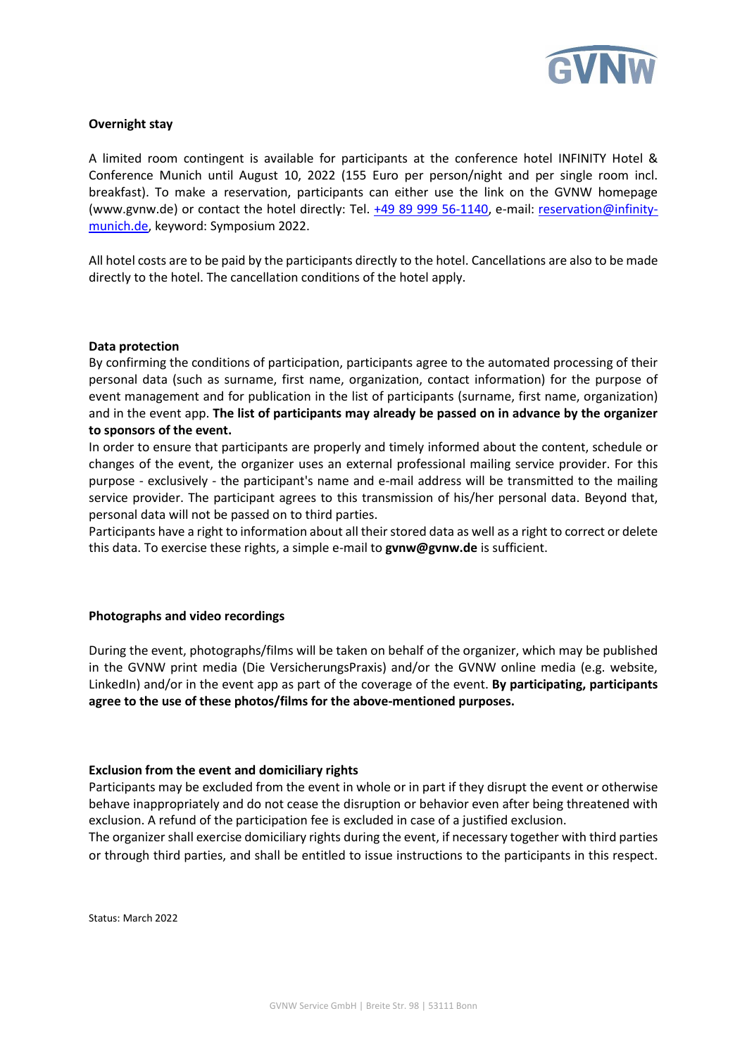**Overnight stay**

A limited room contingent is available for participants at the conference hotel INFINITY Hotel & Conference Munich until August 10, 2022 (155 Euro per person/night and per single room incl. breakfast). To make a reservation, participants can either use the link on the GVNW homepage (www.gvnw.de) or contact the hotel directly: Tel. +49 89 999 56-1140, e-mail: reservation@infinity-munich.de, keyword: Symposium 2022.

All hotel costs are to be paid by the participants directly to the hotel. Cancellations are also to be made directly to the hotel. The cancellation conditions of the hotel apply.

**Data protection**

By confirming the conditions of participation, participants agree to the automated processing of their personal data (such as surname, first name, organization, contact information) for the purpose of event management and for publication in the list of participants (surname, first name, organization) and in the event app. **The list of participants may already be passed on in advance by the organizer to sponsors of the event.**

In order to ensure that participants are properly and timely informed about the content, schedule or changes of the event, the organizer uses an external professional mailing service provider. For this purpose - exclusively - the participant's name and e-mail address will be transmitted to the mailing service provider. The participant agrees to this transmission of his/her personal data. Beyond that, personal data will not be passed on to third parties.

Participants have a right to information about all their stored data as well as a right to correct or delete this data. To exercise these rights, a simple e-mail to **gvnw@gvnw.de** is sufficient.

**Photographs and video recordings**

During the event, photographs/films will be taken on behalf of the organizer, which may be published in the GVNW print media (Die VersicherungsPraxis) and/or the GVNW online media (e.g. website, LinkedIn) and/or in the event app as part of the coverage of the event. **By participating, participants agree to the use of these photos/films for the above-mentioned purposes.**

**Exclusion from the event and domiciliary rights**

Participants may be excluded from the event in whole or in part if they disrupt the event or otherwise behave inappropriately and do not cease the disruption or behavior even after being threatened with exclusion. A refund of the participation fee is excluded in case of a justified exclusion.

The organizer shall exercise domiciliary rights during the event, if necessary together with third parties or through third parties, and shall be entitled to issue instructions to the participants in this respect.

Status: March 2022